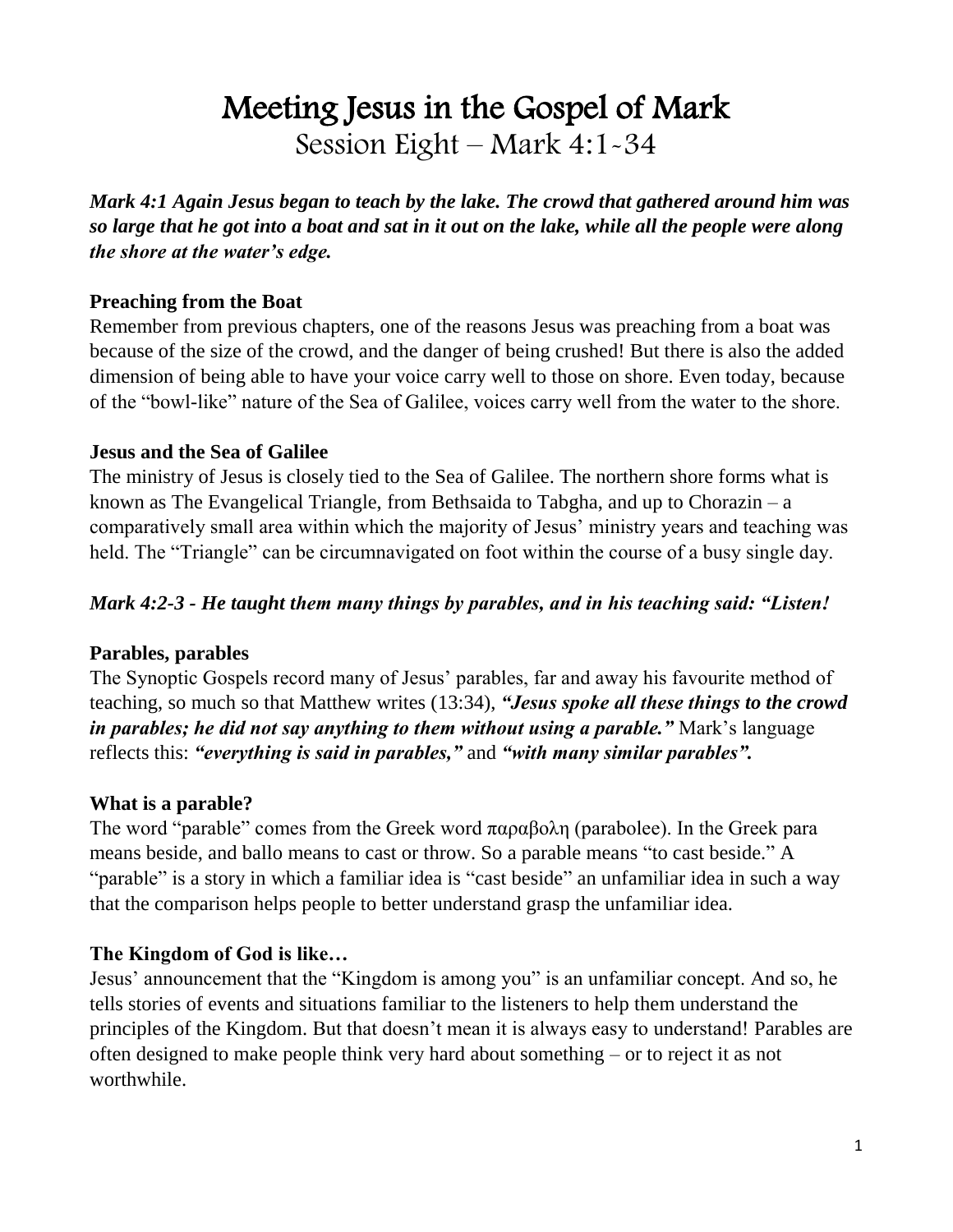# Meeting Jesus in the Gospel of Mark

## Session Eight – Mark 4:1-34

***Mark 4:1 Again Jesus began to teach by the lake. The crowd that gathered around him was so large that he got into a boat and sat in it out on the lake, while all the people were along the shore at the water's edge.***

**Preaching from the Boat**

Remember from previous chapters, one of the reasons Jesus was preaching from a boat was because of the size of the crowd, and the danger of being crushed! But there is also the added dimension of being able to have your voice carry well to those on shore. Even today, because of the "bowl-like" nature of the Sea of Galilee, voices carry well from the water to the shore.

**Jesus and the Sea of Galilee**

The ministry of Jesus is closely tied to the Sea of Galilee. The northern shore forms what is known as The Evangelical Triangle, from Bethsaida to Tabgha, and up to Chorazin – a comparatively small area within which the majority of Jesus' ministry years and teaching was held. The "Triangle" can be circumnavigated on foot within the course of a busy single day.

***Mark 4:2-3 - He taught them many things by parables, and in his teaching said: "Listen!***

**Parables, parables**

The Synoptic Gospels record many of Jesus' parables, far and away his favourite method of teaching, so much so that Matthew writes (13:34), ***"Jesus spoke all these things to the crowd in parables; he did not say anything to them without using a parable."*** Mark's language reflects this: ***"everything is said in parables,"*** and ***"with many similar parables".***

**What is a parable?**

The word "parable" comes from the Greek word παραβολη (parabolee). In the Greek para means beside, and ballo means to cast or throw. So a parable means "to cast beside." A "parable" is a story in which a familiar idea is "cast beside" an unfamiliar idea in such a way that the comparison helps people to better understand grasp the unfamiliar idea.

**The Kingdom of God is like…**

Jesus' announcement that the "Kingdom is among you" is an unfamiliar concept. And so, he tells stories of events and situations familiar to the listeners to help them understand the principles of the Kingdom. But that doesn't mean it is always easy to understand! Parables are often designed to make people think very hard about something – or to reject it as not worthwhile.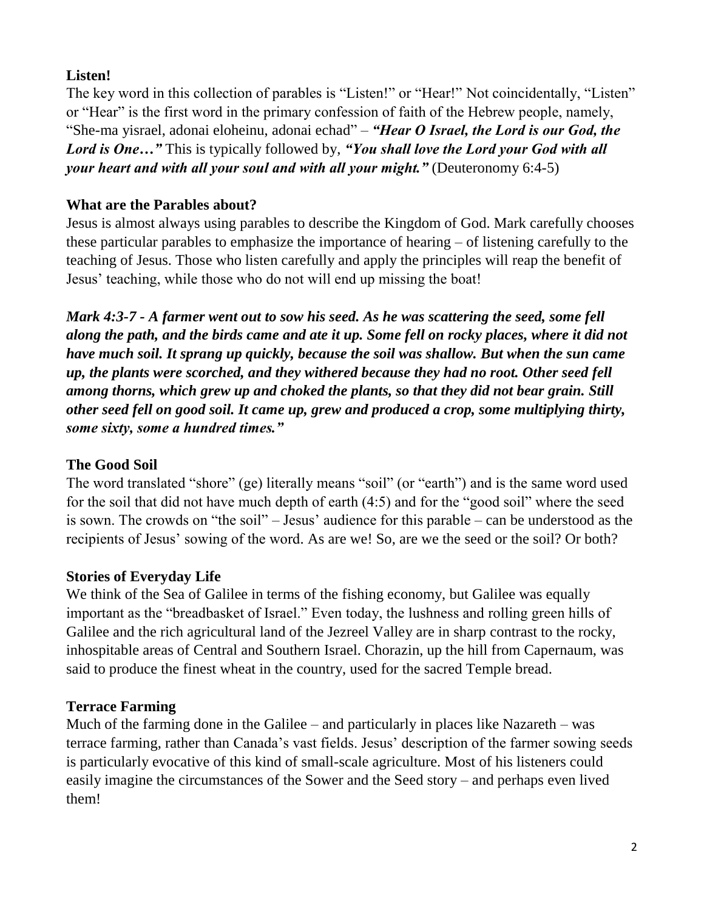### Listen!

The key word in this collection of parables is "Listen!" or "Hear!" Not coincidentally, "Listen" or "Hear" is the first word in the primary confession of faith of the Hebrew people, namely, "She-ma yisrael, adonai eloheinu, adonai echad" – ***"Hear O Israel, the Lord is our God, the Lord is One…"*** This is typically followed by, ***"You shall love the Lord your God with all your heart and with all your soul and with all your might."*** (Deuteronomy 6:4-5)

### What are the Parables about?

Jesus is almost always using parables to describe the Kingdom of God. Mark carefully chooses these particular parables to emphasize the importance of hearing – of listening carefully to the teaching of Jesus. Those who listen carefully and apply the principles will reap the benefit of Jesus' teaching, while those who do not will end up missing the boat!

***Mark 4:3-7 - A farmer went out to sow his seed. As he was scattering the seed, some fell along the path, and the birds came and ate it up. Some fell on rocky places, where it did not have much soil. It sprang up quickly, because the soil was shallow. But when the sun came up, the plants were scorched, and they withered because they had no root. Other seed fell among thorns, which grew up and choked the plants, so that they did not bear grain. Still other seed fell on good soil. It came up, grew and produced a crop, some multiplying thirty, some sixty, some a hundred times."***

### The Good Soil

The word translated "shore" (ge) literally means "soil" (or "earth") and is the same word used for the soil that did not have much depth of earth (4:5) and for the "good soil" where the seed is sown. The crowds on "the soil" – Jesus' audience for this parable – can be understood as the recipients of Jesus' sowing of the word. As are we! So, are we the seed or the soil? Or both?

### Stories of Everyday Life

We think of the Sea of Galilee in terms of the fishing economy, but Galilee was equally important as the "breadbasket of Israel." Even today, the lushness and rolling green hills of Galilee and the rich agricultural land of the Jezreel Valley are in sharp contrast to the rocky, inhospitable areas of Central and Southern Israel. Chorazin, up the hill from Capernaum, was said to produce the finest wheat in the country, used for the sacred Temple bread.

### Terrace Farming

Much of the farming done in the Galilee – and particularly in places like Nazareth – was terrace farming, rather than Canada's vast fields. Jesus' description of the farmer sowing seeds is particularly evocative of this kind of small-scale agriculture. Most of his listeners could easily imagine the circumstances of the Sower and the Seed story – and perhaps even lived them!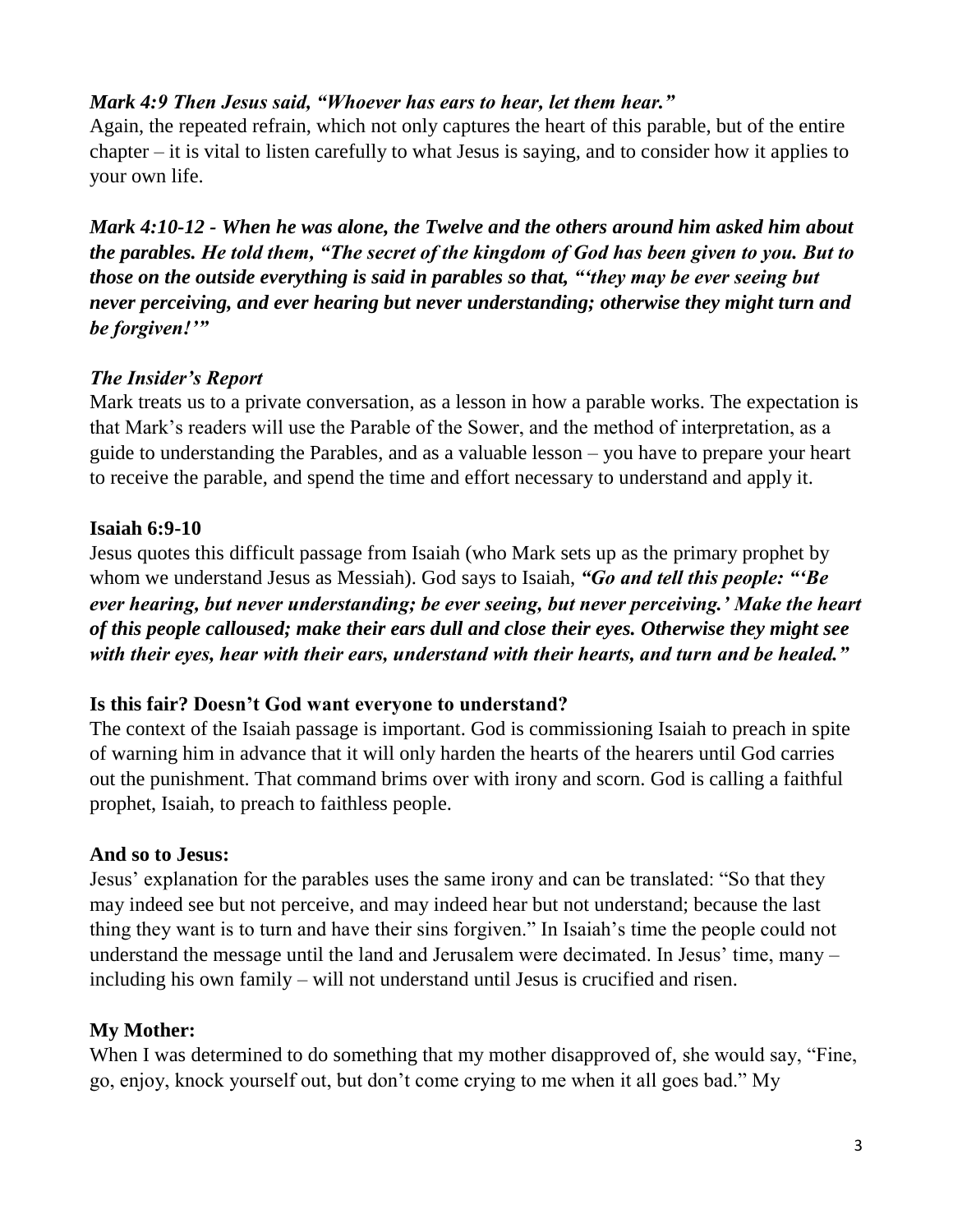***Mark 4:9 Then Jesus said, "Whoever has ears to hear, let them hear."***

Again, the repeated refrain, which not only captures the heart of this parable, but of the entire chapter – it is vital to listen carefully to what Jesus is saying, and to consider how it applies to your own life.

***Mark 4:10-12 - When he was alone, the Twelve and the others around him asked him about the parables. He told them, "The secret of the kingdom of God has been given to you. But to those on the outside everything is said in parables so that, "'they may be ever seeing but never perceiving, and ever hearing but never understanding; otherwise they might turn and be forgiven!'"***

***The Insider's Report***

Mark treats us to a private conversation, as a lesson in how a parable works. The expectation is that Mark's readers will use the Parable of the Sower, and the method of interpretation, as a guide to understanding the Parables, and as a valuable lesson – you have to prepare your heart to receive the parable, and spend the time and effort necessary to understand and apply it.

**Isaiah 6:9-10**

Jesus quotes this difficult passage from Isaiah (who Mark sets up as the primary prophet by whom we understand Jesus as Messiah). God says to Isaiah, ***"Go and tell this people: "'Be ever hearing, but never understanding; be ever seeing, but never perceiving.' Make the heart of this people calloused; make their ears dull and close their eyes. Otherwise they might see with their eyes, hear with their ears, understand with their hearts, and turn and be healed."***

**Is this fair? Doesn't God want everyone to understand?**

The context of the Isaiah passage is important. God is commissioning Isaiah to preach in spite of warning him in advance that it will only harden the hearts of the hearers until God carries out the punishment. That command brims over with irony and scorn. God is calling a faithful prophet, Isaiah, to preach to faithless people.

**And so to Jesus:**

Jesus' explanation for the parables uses the same irony and can be translated: "So that they may indeed see but not perceive, and may indeed hear but not understand; because the last thing they want is to turn and have their sins forgiven." In Isaiah's time the people could not understand the message until the land and Jerusalem were decimated. In Jesus' time, many – including his own family – will not understand until Jesus is crucified and risen.

**My Mother:**

When I was determined to do something that my mother disapproved of, she would say, "Fine, go, enjoy, knock yourself out, but don't come crying to me when it all goes bad." My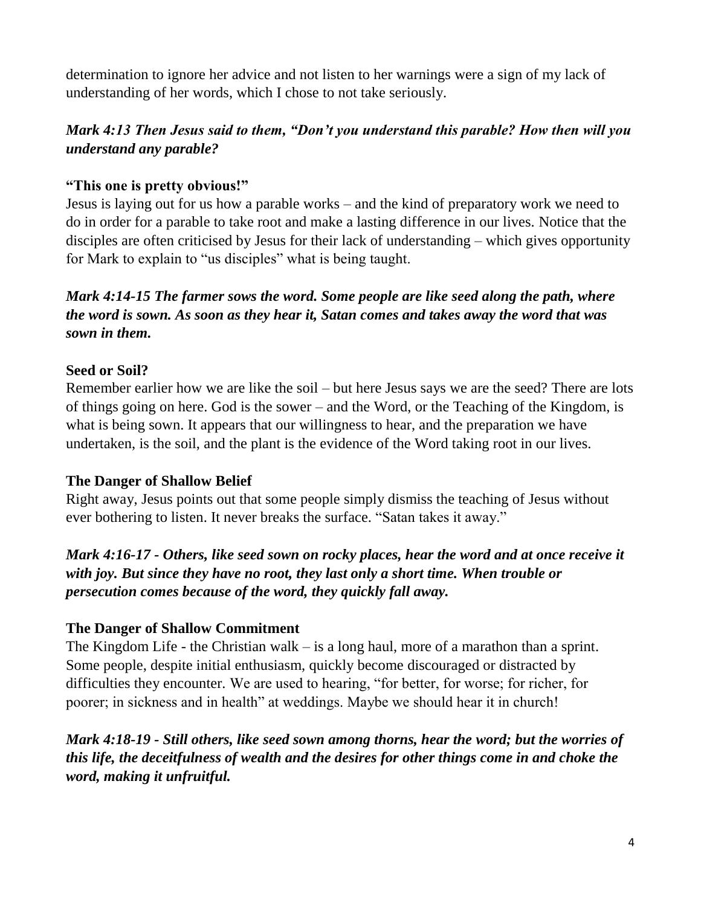determination to ignore her advice and not listen to her warnings were a sign of my lack of understanding of her words, which I chose to not take seriously.

***Mark 4:13 Then Jesus said to them, "Don't you understand this parable? How then will you understand any parable?***

**"This one is pretty obvious!"**

Jesus is laying out for us how a parable works – and the kind of preparatory work we need to do in order for a parable to take root and make a lasting difference in our lives. Notice that the disciples are often criticised by Jesus for their lack of understanding – which gives opportunity for Mark to explain to "us disciples" what is being taught.

***Mark 4:14-15 The farmer sows the word. Some people are like seed along the path, where the word is sown. As soon as they hear it, Satan comes and takes away the word that was sown in them.***

**Seed or Soil?**

Remember earlier how we are like the soil – but here Jesus says we are the seed? There are lots of things going on here. God is the sower – and the Word, or the Teaching of the Kingdom, is what is being sown. It appears that our willingness to hear, and the preparation we have undertaken, is the soil, and the plant is the evidence of the Word taking root in our lives.

**The Danger of Shallow Belief**

Right away, Jesus points out that some people simply dismiss the teaching of Jesus without ever bothering to listen. It never breaks the surface. "Satan takes it away."

***Mark 4:16-17 - Others, like seed sown on rocky places, hear the word and at once receive it with joy. But since they have no root, they last only a short time. When trouble or persecution comes because of the word, they quickly fall away.***

**The Danger of Shallow Commitment**

The Kingdom Life - the Christian walk – is a long haul, more of a marathon than a sprint. Some people, despite initial enthusiasm, quickly become discouraged or distracted by difficulties they encounter. We are used to hearing, "for better, for worse; for richer, for poorer; in sickness and in health" at weddings. Maybe we should hear it in church!

***Mark 4:18-19 - Still others, like seed sown among thorns, hear the word; but the worries of this life, the deceitfulness of wealth and the desires for other things come in and choke the word, making it unfruitful.***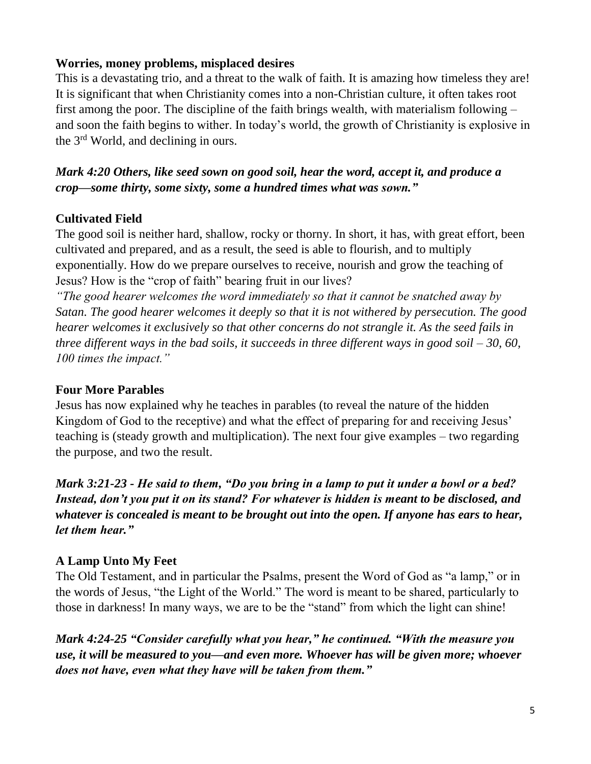**Worries, money problems, misplaced desires**

This is a devastating trio, and a threat to the walk of faith. It is amazing how timeless they are! It is significant that when Christianity comes into a non-Christian culture, it often takes root first among the poor. The discipline of the faith brings wealth, with materialism following – and soon the faith begins to wither. In today's world, the growth of Christianity is explosive in the 3rd World, and declining in ours.

***Mark 4:20 Others, like seed sown on good soil, hear the word, accept it, and produce a crop—some thirty, some sixty, some a hundred times what was sown."***

**Cultivated Field**

The good soil is neither hard, shallow, rocky or thorny. In short, it has, with great effort, been cultivated and prepared, and as a result, the seed is able to flourish, and to multiply exponentially. How do we prepare ourselves to receive, nourish and grow the teaching of Jesus? How is the "crop of faith" bearing fruit in our lives?

*"The good hearer welcomes the word immediately so that it cannot be snatched away by Satan. The good hearer welcomes it deeply so that it is not withered by persecution. The good hearer welcomes it exclusively so that other concerns do not strangle it. As the seed fails in three different ways in the bad soils, it succeeds in three different ways in good soil – 30, 60, 100 times the impact."*

**Four More Parables**

Jesus has now explained why he teaches in parables (to reveal the nature of the hidden Kingdom of God to the receptive) and what the effect of preparing for and receiving Jesus' teaching is (steady growth and multiplication). The next four give examples – two regarding the purpose, and two the result.

***Mark 3:21-23 - He said to them, "Do you bring in a lamp to put it under a bowl or a bed? Instead, don't you put it on its stand? For whatever is hidden is meant to be disclosed, and whatever is concealed is meant to be brought out into the open. If anyone has ears to hear, let them hear."***

**A Lamp Unto My Feet**

The Old Testament, and in particular the Psalms, present the Word of God as "a lamp," or in the words of Jesus, "the Light of the World." The word is meant to be shared, particularly to those in darkness! In many ways, we are to be the "stand" from which the light can shine!

***Mark 4:24-25 "Consider carefully what you hear," he continued. "With the measure you use, it will be measured to you—and even more. Whoever has will be given more; whoever does not have, even what they have will be taken from them."***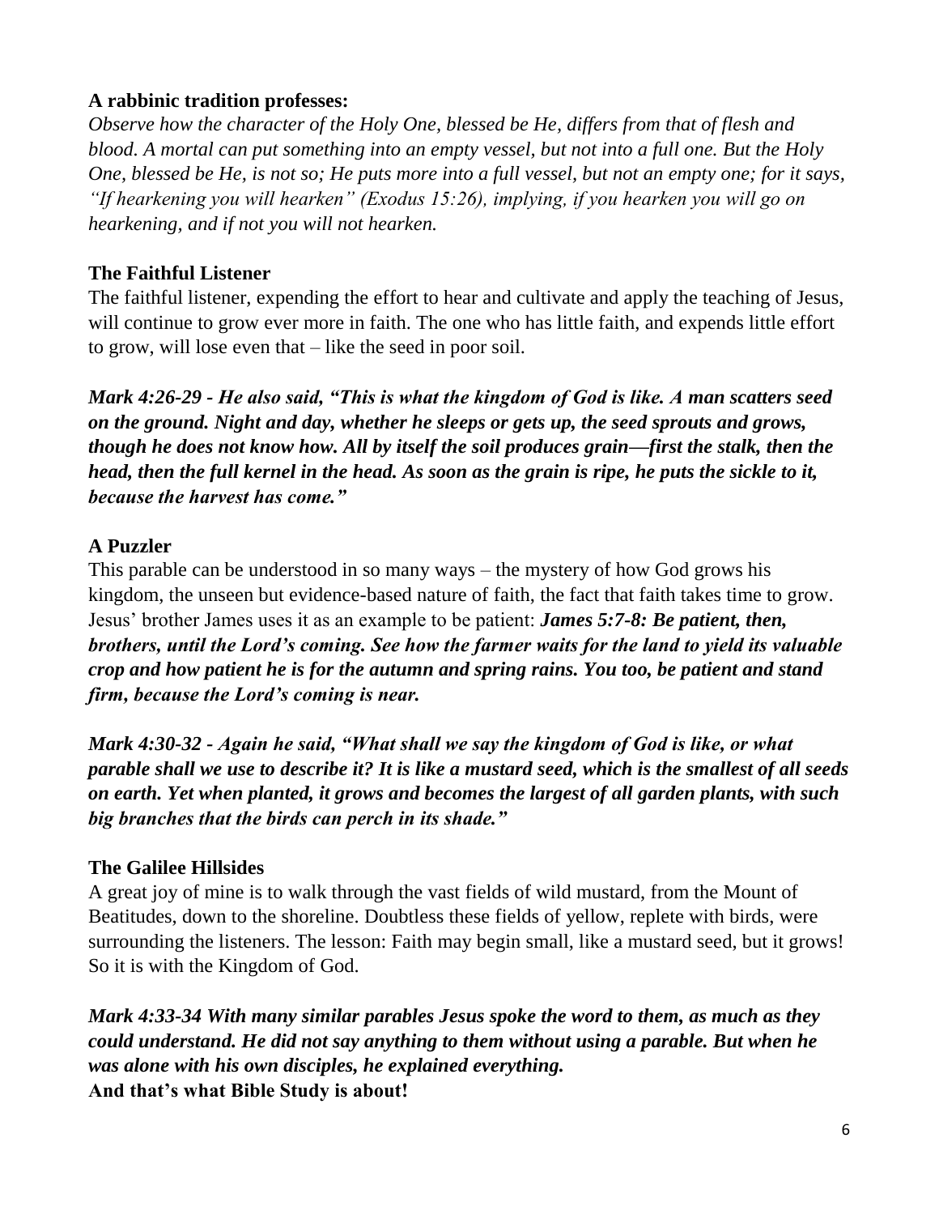**A rabbinic tradition professes:**

*Observe how the character of the Holy One, blessed be He, differs from that of flesh and blood. A mortal can put something into an empty vessel, but not into a full one. But the Holy One, blessed be He, is not so; He puts more into a full vessel, but not an empty one; for it says, "If hearkening you will hearken" (Exodus 15:26), implying, if you hearken you will go on hearkening, and if not you will not hearken.*

**The Faithful Listener**

The faithful listener, expending the effort to hear and cultivate and apply the teaching of Jesus, will continue to grow ever more in faith. The one who has little faith, and expends little effort to grow, will lose even that – like the seed in poor soil.

***Mark 4:26-29 - He also said, "This is what the kingdom of God is like. A man scatters seed on the ground. Night and day, whether he sleeps or gets up, the seed sprouts and grows, though he does not know how. All by itself the soil produces grain—first the stalk, then the head, then the full kernel in the head. As soon as the grain is ripe, he puts the sickle to it, because the harvest has come."***

**A Puzzler**

This parable can be understood in so many ways – the mystery of how God grows his kingdom, the unseen but evidence-based nature of faith, the fact that faith takes time to grow. Jesus' brother James uses it as an example to be patient: ***James 5:7-8: Be patient, then, brothers, until the Lord's coming. See how the farmer waits for the land to yield its valuable crop and how patient he is for the autumn and spring rains. You too, be patient and stand firm, because the Lord's coming is near.***

***Mark 4:30-32 - Again he said, "What shall we say the kingdom of God is like, or what parable shall we use to describe it? It is like a mustard seed, which is the smallest of all seeds on earth. Yet when planted, it grows and becomes the largest of all garden plants, with such big branches that the birds can perch in its shade."***

**The Galilee Hillsides**

A great joy of mine is to walk through the vast fields of wild mustard, from the Mount of Beatitudes, down to the shoreline. Doubtless these fields of yellow, replete with birds, were surrounding the listeners. The lesson: Faith may begin small, like a mustard seed, but it grows! So it is with the Kingdom of God.

***Mark 4:33-34 With many similar parables Jesus spoke the word to them, as much as they could understand. He did not say anything to them without using a parable. But when he was alone with his own disciples, he explained everything.***
**And that's what Bible Study is about!**